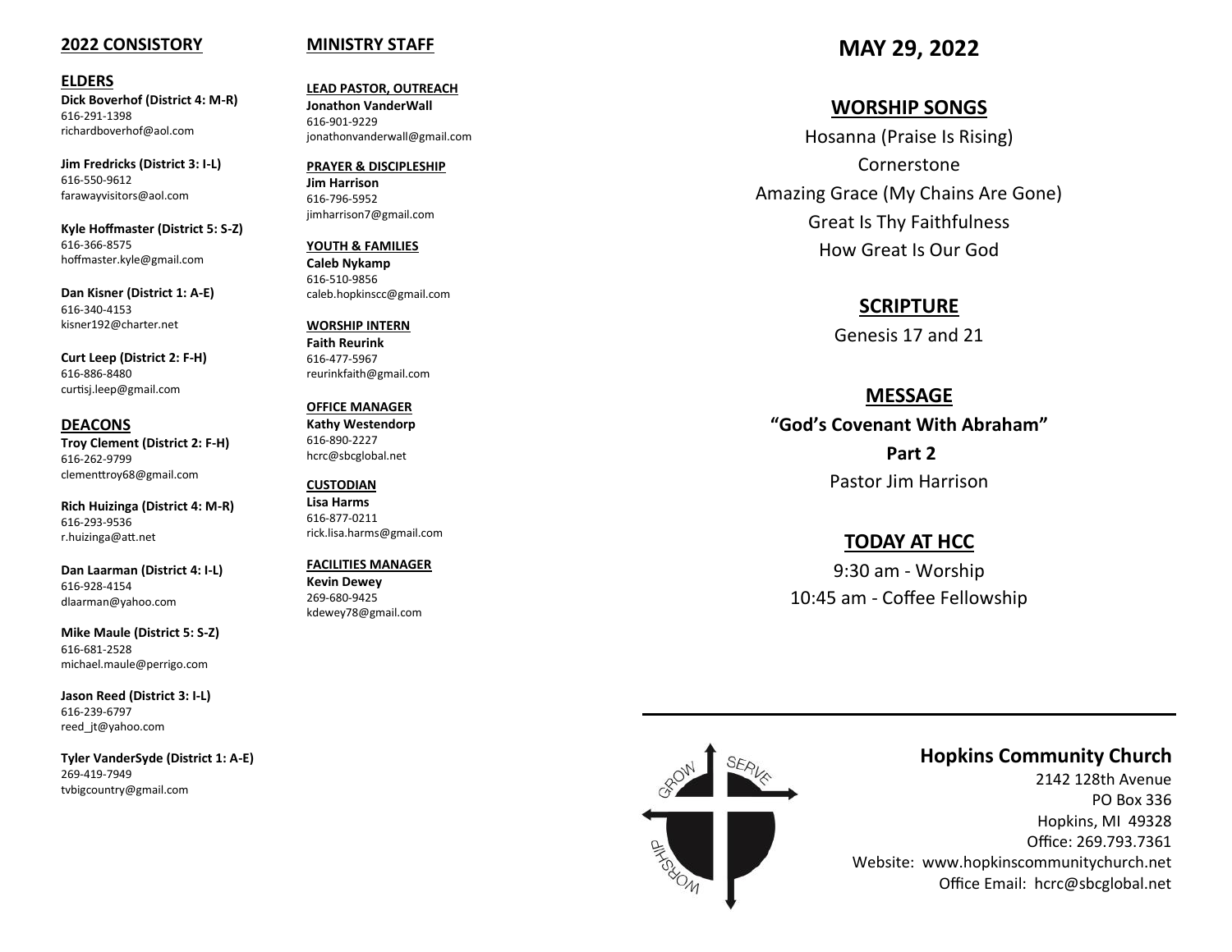## 2022 CONSISTORY

### ELDERS

**Dick Boverhof (District 4: M-R)**
616-291-1398
richardboverhof@aol.com

**Jim Fredricks (District 3: I-L)**
616-550-9612
farawayvisitors@aol.com

**Kyle Hoffmaster (District 5: S-Z)**
616-366-8575
hoffmaster.kyle@gmail.com

**Dan Kisner (District 1: A-E)**
616-340-4153
kisner192@charter.net

**Curt Leep (District 2: F-H)**
616-886-8480
curtisj.leep@gmail.com

### DEACONS

**Troy Clement (District 2: F-H)**
616-262-9799
clementtroy68@gmail.com

**Rich Huizinga (District 4: M-R)**
616-293-9536
r.huizinga@att.net

**Dan Laarman (District 4: I-L)**
616-928-4154
dlaarman@yahoo.com

**Mike Maule (District 5: S-Z)**
616-681-2528
michael.maule@perrigo.com

**Jason Reed (District 3: I-L)**
616-239-6797
reed_jt@yahoo.com

**Tyler VanderSyde (District 1: A-E)**
269-419-7949
tvbigcountry@gmail.com

## MINISTRY STAFF

**LEAD PASTOR, OUTREACH**
**Jonathon VanderWall**
616-901-9229
jonathonvanderwall@gmail.com

**PRAYER & DISCIPLESHIP**
**Jim Harrison**
616-796-5952
jimharrison7@gmail.com

**YOUTH & FAMILIES**
**Caleb Nykamp**
616-510-9856
caleb.hopkinscc@gmail.com

**WORSHIP INTERN**
**Faith Reurink**
616-477-5967
reurinkfaith@gmail.com

**OFFICE MANAGER**
**Kathy Westendorp**
616-890-2227
hcrc@sbcglobal.net

**CUSTODIAN**
**Lisa Harms**
616-877-0211
rick.lisa.harms@gmail.com

**FACILITIES MANAGER**
**Kevin Dewey**
269-680-9425
kdewey78@gmail.com

# MAY 29, 2022

## WORSHIP SONGS

Hosanna (Praise Is Rising)
Cornerstone
Amazing Grace (My Chains Are Gone)
Great Is Thy Faithfulness
How Great Is Our God

## SCRIPTURE

Genesis 17 and 21

## MESSAGE

**"God's Covenant With Abraham"**
**Part 2**
Pastor Jim Harrison

## TODAY AT HCC

9:30 am - Worship
10:45 am - Coffee Fellowship

---

GROW SERVE WORSHIP

**Hopkins Community Church**
2142 128th Avenue
PO Box 336
Hopkins, MI 49328
Office: 269.793.7361
Website: www.hopkinscommunitychurch.net
Office Email: hcrc@sbcglobal.net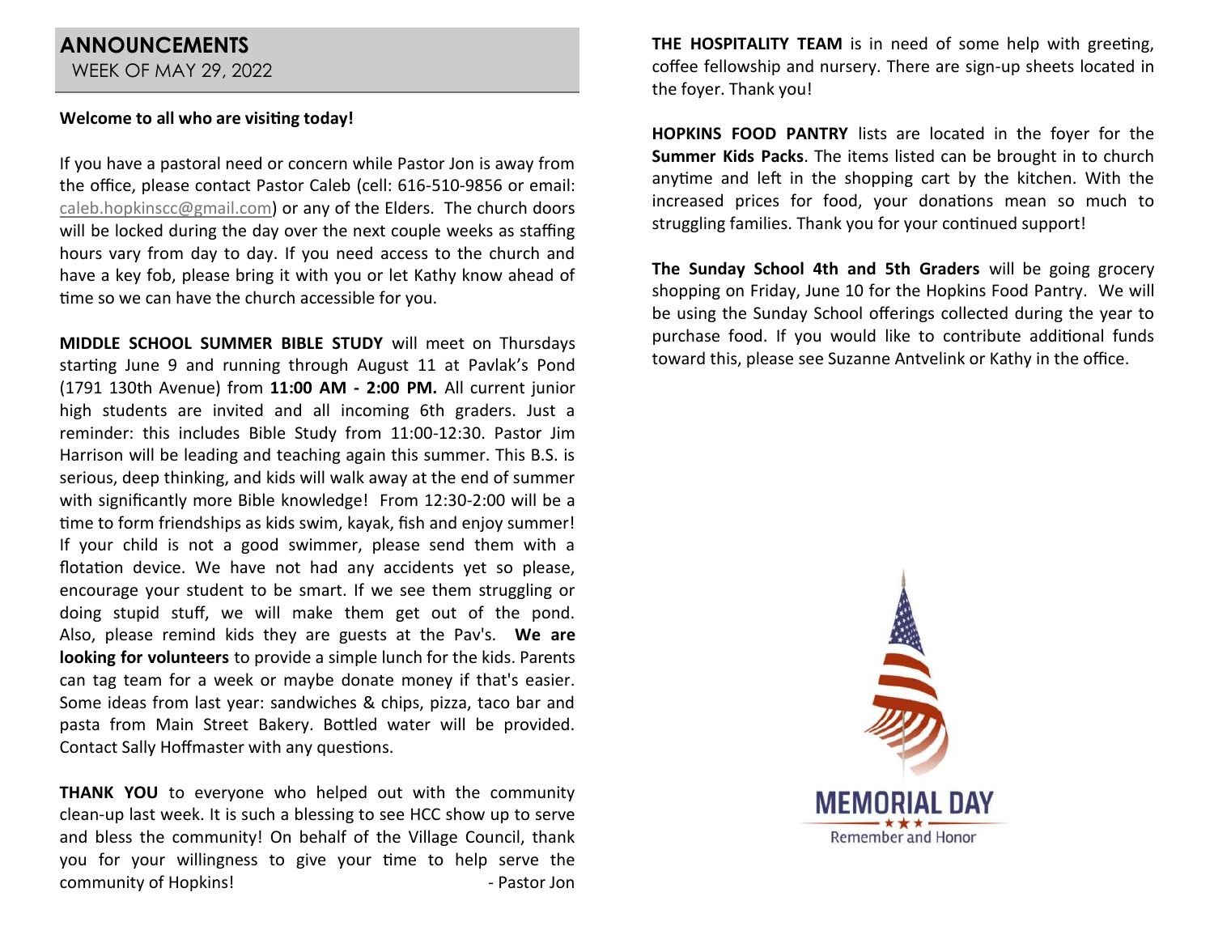## ANNOUNCEMENTS

WEEK OF MAY 29, 2022

**Welcome to all who are visiting today!**

If you have a pastoral need or concern while Pastor Jon is away from the office, please contact Pastor Caleb (cell: 616-510-9856 or email: caleb.hopkinscc@gmail.com) or any of the Elders. The church doors will be locked during the day over the next couple weeks as staffing hours vary from day to day. If you need access to the church and have a key fob, please bring it with you or let Kathy know ahead of time so we can have the church accessible for you.

**MIDDLE SCHOOL SUMMER BIBLE STUDY** will meet on Thursdays starting June 9 and running through August 11 at Pavlak's Pond (1791 130th Avenue) from **11:00 AM - 2:00 PM.** All current junior high students are invited and all incoming 6th graders. Just a reminder: this includes Bible Study from 11:00-12:30. Pastor Jim Harrison will be leading and teaching again this summer. This B.S. is serious, deep thinking, and kids will walk away at the end of summer with significantly more Bible knowledge! From 12:30-2:00 will be a time to form friendships as kids swim, kayak, fish and enjoy summer! If your child is not a good swimmer, please send them with a flotation device. We have not had any accidents yet so please, encourage your student to be smart. If we see them struggling or doing stupid stuff, we will make them get out of the pond. Also, please remind kids they are guests at the Pav's. **We are looking for volunteers** to provide a simple lunch for the kids. Parents can tag team for a week or maybe donate money if that's easier. Some ideas from last year: sandwiches & chips, pizza, taco bar and pasta from Main Street Bakery. Bottled water will be provided. Contact Sally Hoffmaster with any questions.

**THANK YOU** to everyone who helped out with the community clean-up last week. It is such a blessing to see HCC show up to serve and bless the community! On behalf of the Village Council, thank you for your willingness to give your time to help serve the community of Hopkins! - Pastor Jon

**THE HOSPITALITY TEAM** is in need of some help with greeting, coffee fellowship and nursery. There are sign-up sheets located in the foyer. Thank you!

**HOPKINS FOOD PANTRY** lists are located in the foyer for the **Summer Kids Packs**. The items listed can be brought in to church anytime and left in the shopping cart by the kitchen. With the increased prices for food, your donations mean so much to struggling families. Thank you for your continued support!

**The Sunday School 4th and 5th Graders** will be going grocery shopping on Friday, June 10 for the Hopkins Food Pantry. We will be using the Sunday School offerings collected during the year to purchase food. If you would like to contribute additional funds toward this, please see Suzanne Antvelink or Kathy in the office.

MEMORIAL DAY

Remember and Honor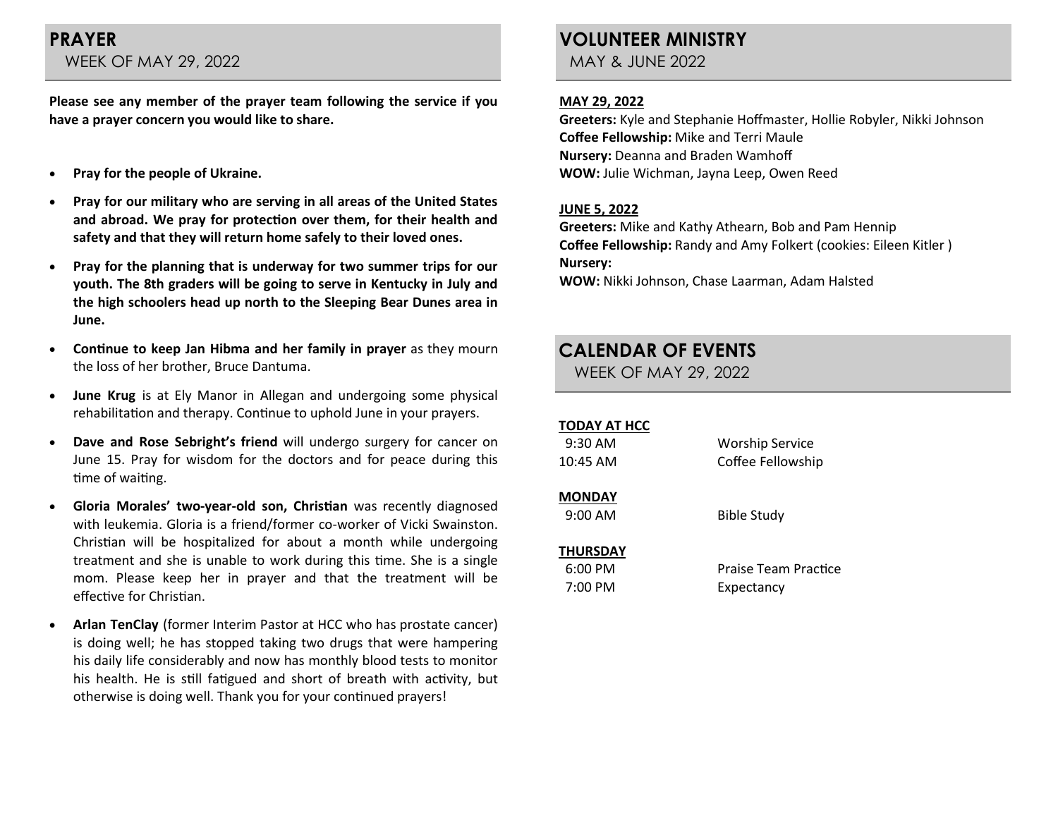## PRAYER

WEEK OF MAY 29, 2022

**Please see any member of the prayer team following the service if you have a prayer concern you would like to share.**

- **Pray for the people of Ukraine.**
- **Pray for our military who are serving in all areas of the United States and abroad. We pray for protection over them, for their health and safety and that they will return home safely to their loved ones.**
- **Pray for the planning that is underway for two summer trips for our youth. The 8th graders will be going to serve in Kentucky in July and the high schoolers head up north to the Sleeping Bear Dunes area in June.**
- **Continue to keep Jan Hibma and her family in prayer** as they mourn the loss of her brother, Bruce Dantuma.
- **June Krug** is at Ely Manor in Allegan and undergoing some physical rehabilitation and therapy. Continue to uphold June in your prayers.
- **Dave and Rose Sebright's friend** will undergo surgery for cancer on June 15. Pray for wisdom for the doctors and for peace during this time of waiting.
- **Gloria Morales' two-year-old son, Christian** was recently diagnosed with leukemia. Gloria is a friend/former co-worker of Vicki Swainston. Christian will be hospitalized for about a month while undergoing treatment and she is unable to work during this time. She is a single mom. Please keep her in prayer and that the treatment will be effective for Christian.
- **Arlan TenClay** (former Interim Pastor at HCC who has prostate cancer) is doing well; he has stopped taking two drugs that were hampering his daily life considerably and now has monthly blood tests to monitor his health. He is still fatigued and short of breath with activity, but otherwise is doing well. Thank you for your continued prayers!

## VOLUNTEER MINISTRY

MAY & JUNE 2022

**MAY 29, 2022**

**Greeters:** Kyle and Stephanie Hoffmaster, Hollie Robyler, Nikki Johnson
**Coffee Fellowship:** Mike and Terri Maule
**Nursery:** Deanna and Braden Wamhoff
**WOW:** Julie Wichman, Jayna Leep, Owen Reed

**JUNE 5, 2022**

**Greeters:** Mike and Kathy Athearn, Bob and Pam Hennip
**Coffee Fellowship:** Randy and Amy Folkert (cookies: Eileen Kitler )
**Nursery:**
**WOW:** Nikki Johnson, Chase Laarman, Adam Halsted

## CALENDAR OF EVENTS

WEEK OF MAY 29, 2022

**TODAY AT HCC**

| | |
|---|---|
| 9:30 AM | Worship Service |
| 10:45 AM | Coffee Fellowship |

**MONDAY**

| | |
|---|---|
| 9:00 AM | Bible Study |

**THURSDAY**

| | |
|---|---|
| 6:00 PM | Praise Team Practice |
| 7:00 PM | Expectancy |